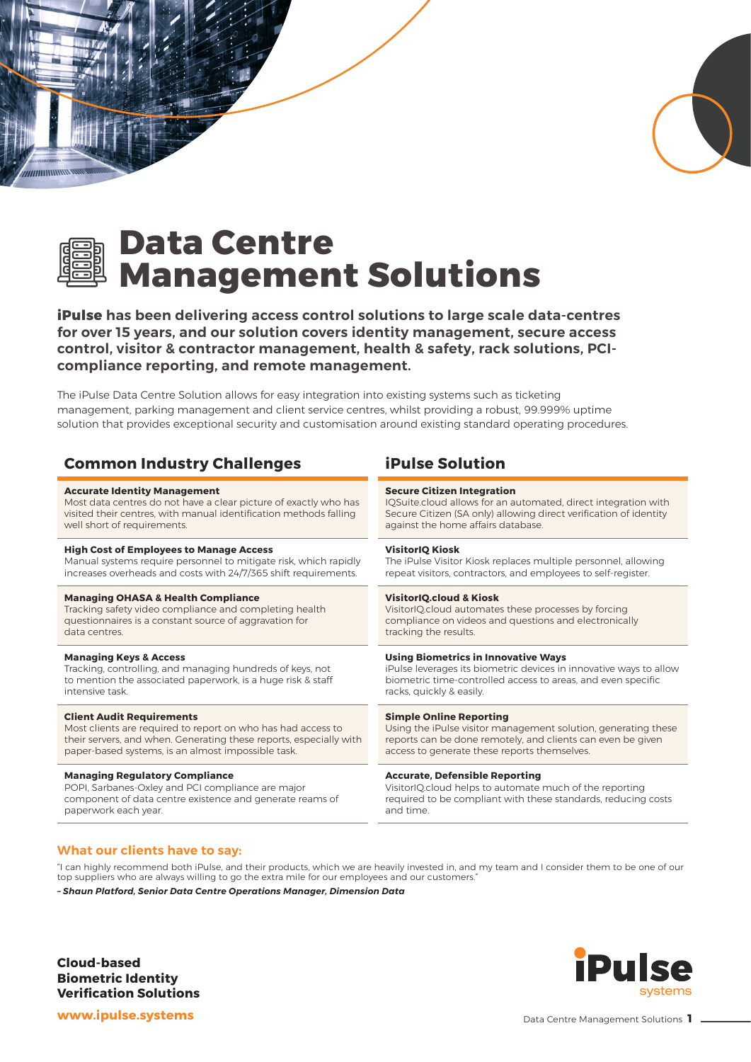# Data Centre Management Solutions

**iPulse has been delivering access control solutions to large scale data-centres for over 15 years, and our solution covers identity management, secure access control, visitor & contractor management, health & safety, rack solutions, PCI-compliance reporting, and remote management.**

The iPulse Data Centre Solution allows for easy integration into existing systems such as ticketing management, parking management and client service centres, whilst providing a robust, 99.999% uptime solution that provides exceptional security and customisation around existing standard operating procedures.

| Common Industry Challenges | iPulse Solution |
| --- | --- |
| **Accurate Identity Management**<br>Most data centres do not have a clear picture of exactly who has visited their centres, with manual identification methods falling well short of requirements. | **Secure Citizen Integration**<br>IQSuite.cloud allows for an automated, direct integration with Secure Citizen (SA only) allowing direct verification of identity against the home affairs database. |
| **High Cost of Employees to Manage Access**<br>Manual systems require personnel to mitigate risk, which rapidly increases overheads and costs with 24/7/365 shift requirements. | **VisitorIQ Kiosk**<br>The iPulse Visitor Kiosk replaces multiple personnel, allowing repeat visitors, contractors, and employees to self-register. |
| **Managing OHASA & Health Compliance**<br>Tracking safety video compliance and completing health questionnaires is a constant source of aggravation for data centres. | **VisitorIQ.cloud & Kiosk**<br>VisitorIQ.cloud automates these processes by forcing compliance on videos and questions and electronically tracking the results. |
| **Managing Keys & Access**<br>Tracking, controlling, and managing hundreds of keys, not to mention the associated paperwork, is a huge risk & staff intensive task. | **Using Biometrics in Innovative Ways**<br>iPulse leverages its biometric devices in innovative ways to allow biometric time-controlled access to areas, and even specific racks, quickly & easily. |
| **Client Audit Requirements**<br>Most clients are required to report on who has had access to their servers, and when. Generating these reports, especially with paper-based systems, is an almost impossible task. | **Simple Online Reporting**<br>Using the iPulse visitor management solution, generating these reports can be done remotely, and clients can even be given access to generate these reports themselves. |
| **Managing Regulatory Compliance**<br>POPI, Sarbanes-Oxley and PCI compliance are major component of data centre existence and generate reams of paperwork each year. | **Accurate, Defensible Reporting**<br>VisitorIQ.cloud helps to automate much of the reporting required to be compliant with these standards, reducing costs and time. |

### What our clients have to say:

"I can highly recommend both iPulse, and their products, which we are heavily invested in, and my team and I consider them to be one of our top suppliers who are always willing to go the extra mile for our employees and our customers."

***– Shaun Platford, Senior Data Centre Operations Manager, Dimension Data***

**Cloud-based Biometric Identity Verification Solutions**

**www.ipulse.systems**

iPulse systems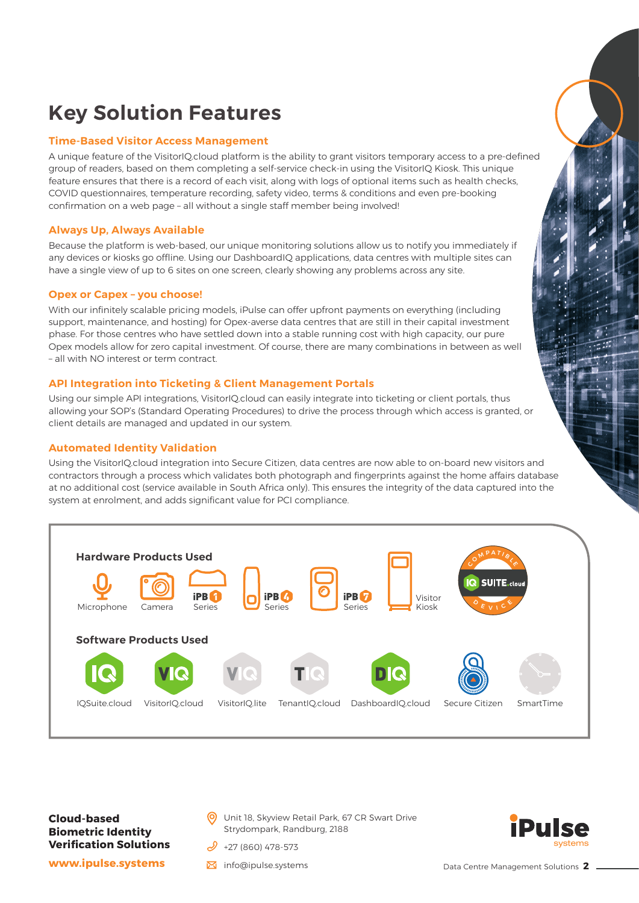# Key Solution Features

## Time-Based Visitor Access Management

A unique feature of the VisitorIQ.cloud platform is the ability to grant visitors temporary access to a pre-defined group of readers, based on them completing a self-service check-in using the VisitorIQ Kiosk. This unique feature ensures that there is a record of each visit, along with logs of optional items such as health checks, COVID questionnaires, temperature recording, safety video, terms & conditions and even pre-booking confirmation on a web page – all without a single staff member being involved!

## Always Up, Always Available

Because the platform is web-based, our unique monitoring solutions allow us to notify you immediately if any devices or kiosks go offline. Using our DashboardIQ applications, data centres with multiple sites can have a single view of up to 6 sites on one screen, clearly showing any problems across any site.

## Opex or Capex – you choose!

With our infinitely scalable pricing models, iPulse can offer upfront payments on everything (including support, maintenance, and hosting) for Opex-averse data centres that are still in their capital investment phase. For those centres who have settled down into a stable running cost with high capacity, our pure Opex models allow for zero capital investment. Of course, there are many combinations in between as well – all with NO interest or term contract.

## API Integration into Ticketing & Client Management Portals

Using our simple API integrations, VisitorIQ.cloud can easily integrate into ticketing or client portals, thus allowing your SOP's (Standard Operating Procedures) to drive the process through which access is granted, or client details are managed and updated in our system.

## Automated Identity Validation

Using the VisitorIQ.cloud integration into Secure Citizen, data centres are now able to on-board new visitors and contractors through a process which validates both photograph and fingerprints against the home affairs database at no additional cost (service available in South Africa only). This ensures the integrity of the data captured into the system at enrolment, and adds significant value for PCI compliance.

### Hardware Products Used

Microphone · Camera · iPB 1 Series · iPB 4 Series · iPB 7 Series · Visitor Kiosk · IQ SUITE.cloud Compatible Device

### Software Products Used

IQSuite.cloud · VisitorIQ.cloud · VisitorIQ.lite · TenantIQ.cloud · DashboardIQ.cloud · Secure Citizen · SmartTime

**Cloud-based Biometric Identity Verification Solutions**

**www.ipulse.systems**

Unit 18, Skyview Retail Park, 67 CR Swart Drive Strydompark, Randburg, 2188

+27 (860) 478-573

info@ipulse.systems

iPulse systems

Data Centre Management Solutions